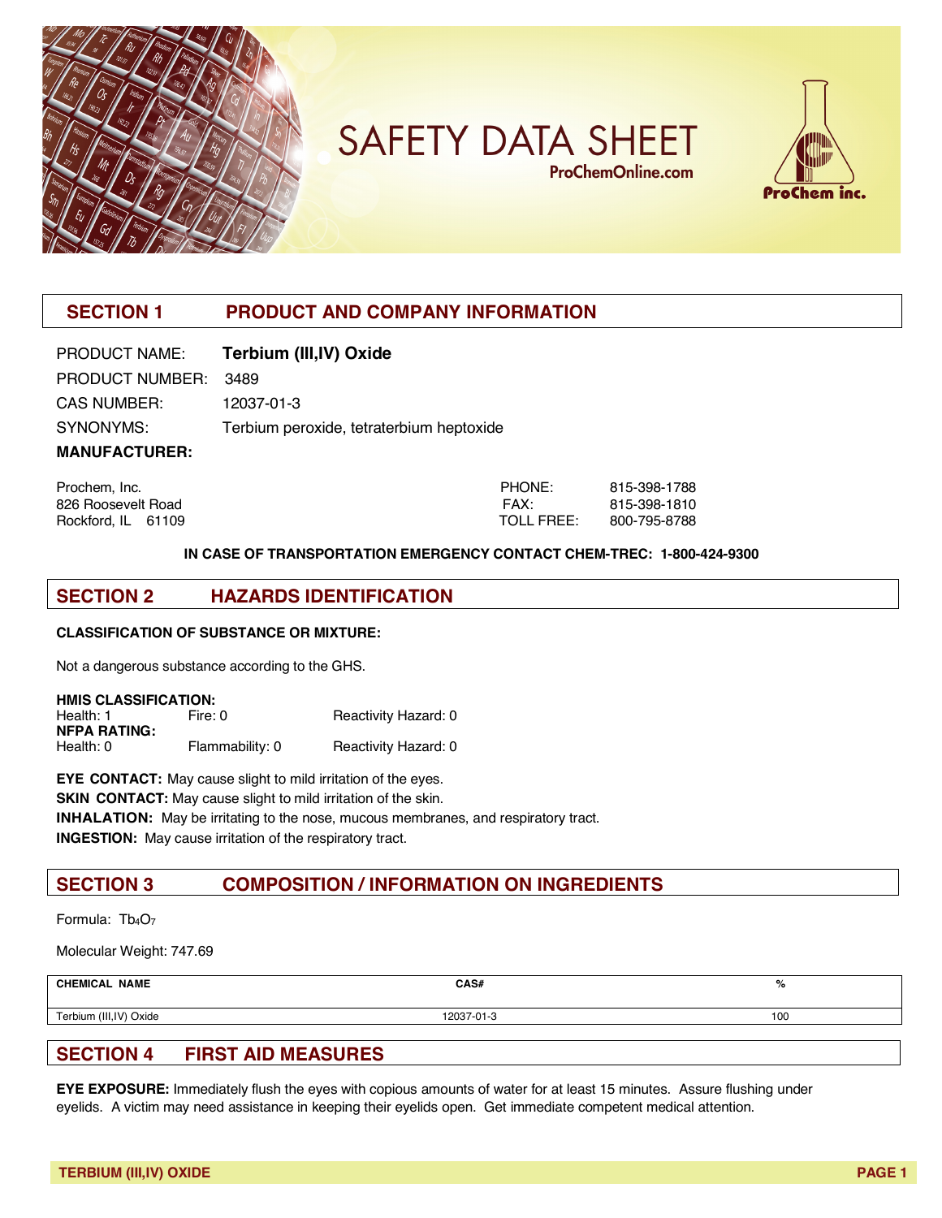# SAFETY DATA SHEET

ProChemOnline.com

ProChem inc.

## SECTION 1 PRODUCT AND COMPANY INFORMATION

PRODUCT NAME: **Terbium (III,IV) Oxide**

PRODUCT NUMBER: 3489

CAS NUMBER: 12037-01-3

SYNONYMS: Terbium peroxide, tetraterbium heptoxide

**MANUFACTURER:**

Prochem, Inc.
826 Roosevelt Road
Rockford, IL 61109

PHONE: 815-398-1788
FAX: 815-398-1810
TOLL FREE: 800-795-8788

**IN CASE OF TRANSPORTATION EMERGENCY CONTACT CHEM-TREC: 1-800-424-9300**

## SECTION 2 HAZARDS IDENTIFICATION

**CLASSIFICATION OF SUBSTANCE OR MIXTURE:**

Not a dangerous substance according to the GHS.

**HMIS CLASSIFICATION:**
Health: 1 Fire: 0 Reactivity Hazard: 0
**NFPA RATING:**
Health: 0 Flammability: 0 Reactivity Hazard: 0

**EYE CONTACT:** May cause slight to mild irritation of the eyes.
**SKIN CONTACT:** May cause slight to mild irritation of the skin.
**INHALATION:** May be irritating to the nose, mucous membranes, and respiratory tract.
**INGESTION:** May cause irritation of the respiratory tract.

## SECTION 3 COMPOSITION / INFORMATION ON INGREDIENTS

Formula: $Tb_4O_7$

Molecular Weight: 747.69

| CHEMICAL NAME | CAS# | % |
|---|---|---|
| Terbium (III,IV) Oxide | 12037-01-3 | 100 |

## SECTION 4 FIRST AID MEASURES

**EYE EXPOSURE:** Immediately flush the eyes with copious amounts of water for at least 15 minutes. Assure flushing under eyelids. A victim may need assistance in keeping their eyelids open. Get immediate competent medical attention.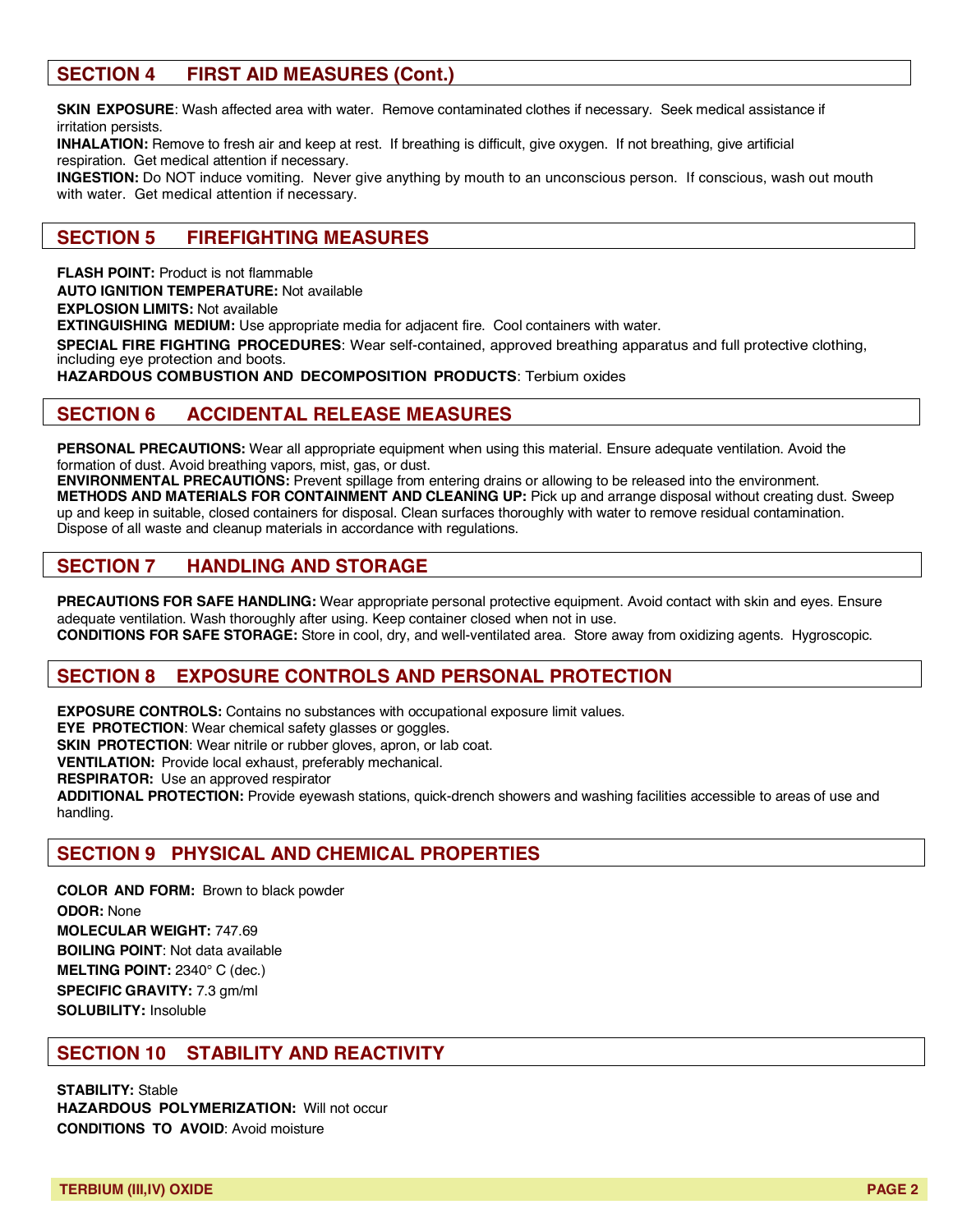## SECTION 4 FIRST AID MEASURES (Cont.)

**SKIN EXPOSURE**: Wash affected area with water. Remove contaminated clothes if necessary. Seek medical assistance if irritation persists.
**INHALATION:** Remove to fresh air and keep at rest. If breathing is difficult, give oxygen. If not breathing, give artificial respiration. Get medical attention if necessary.
**INGESTION:** Do NOT induce vomiting. Never give anything by mouth to an unconscious person. If conscious, wash out mouth with water. Get medical attention if necessary.

## SECTION 5 FIREFIGHTING MEASURES

**FLASH POINT:** Product is not flammable
**AUTO IGNITION TEMPERATURE:** Not available
**EXPLOSION LIMITS:** Not available
**EXTINGUISHING MEDIUM:** Use appropriate media for adjacent fire. Cool containers with water.
**SPECIAL FIRE FIGHTING PROCEDURES**: Wear self-contained, approved breathing apparatus and full protective clothing, including eye protection and boots.
**HAZARDOUS COMBUSTION AND DECOMPOSITION PRODUCTS**: Terbium oxides

## SECTION 6 ACCIDENTAL RELEASE MEASURES

**PERSONAL PRECAUTIONS:** Wear all appropriate equipment when using this material. Ensure adequate ventilation. Avoid the formation of dust. Avoid breathing vapors, mist, gas, or dust.
**ENVIRONMENTAL PRECAUTIONS:** Prevent spillage from entering drains or allowing to be released into the environment.
**METHODS AND MATERIALS FOR CONTAINMENT AND CLEANING UP:** Pick up and arrange disposal without creating dust. Sweep up and keep in suitable, closed containers for disposal. Clean surfaces thoroughly with water to remove residual contamination. Dispose of all waste and cleanup materials in accordance with regulations.

## SECTION 7 HANDLING AND STORAGE

**PRECAUTIONS FOR SAFE HANDLING:** Wear appropriate personal protective equipment. Avoid contact with skin and eyes. Ensure adequate ventilation. Wash thoroughly after using. Keep container closed when not in use.
**CONDITIONS FOR SAFE STORAGE:** Store in cool, dry, and well-ventilated area. Store away from oxidizing agents. Hygroscopic.

## SECTION 8 EXPOSURE CONTROLS AND PERSONAL PROTECTION

**EXPOSURE CONTROLS:** Contains no substances with occupational exposure limit values.
**EYE PROTECTION**: Wear chemical safety glasses or goggles.
**SKIN PROTECTION**: Wear nitrile or rubber gloves, apron, or lab coat.
**VENTILATION:** Provide local exhaust, preferably mechanical.
**RESPIRATOR:** Use an approved respirator
**ADDITIONAL PROTECTION:** Provide eyewash stations, quick-drench showers and washing facilities accessible to areas of use and handling.

## SECTION 9 PHYSICAL AND CHEMICAL PROPERTIES

**COLOR AND FORM:** Brown to black powder
**ODOR:** None
**MOLECULAR WEIGHT:** 747.69
**BOILING POINT**: Not data available
**MELTING POINT:** 2340° C (dec.)
**SPECIFIC GRAVITY:** 7.3 gm/ml
**SOLUBILITY:** Insoluble

## SECTION 10 STABILITY AND REACTIVITY

**STABILITY:** Stable
**HAZARDOUS POLYMERIZATION:** Will not occur
**CONDITIONS TO AVOID**: Avoid moisture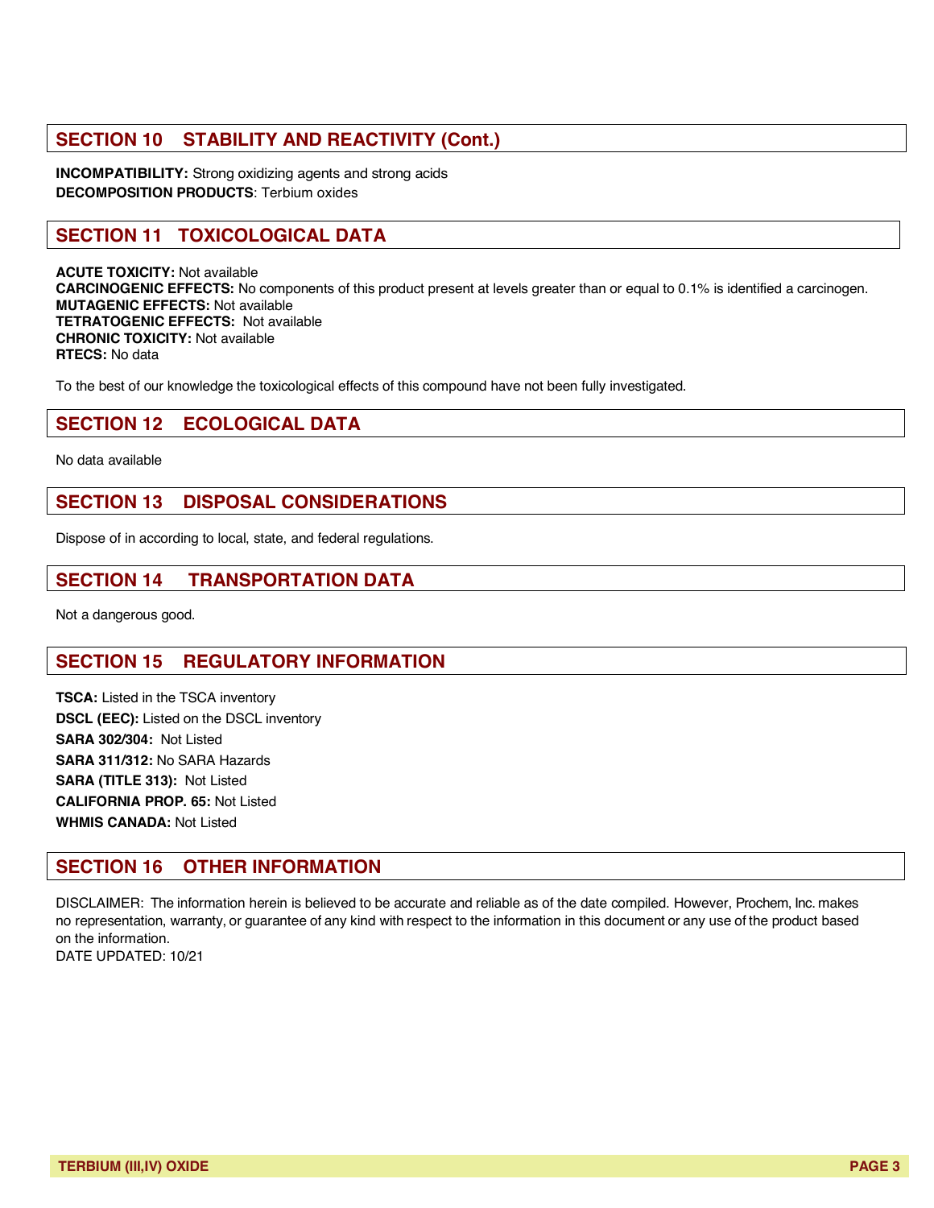## SECTION 10 STABILITY AND REACTIVITY (Cont.)

**INCOMPATIBILITY:** Strong oxidizing agents and strong acids
**DECOMPOSITION PRODUCTS**: Terbium oxides

## SECTION 11 TOXICOLOGICAL DATA

**ACUTE TOXICITY:** Not available
**CARCINOGENIC EFFECTS:** No components of this product present at levels greater than or equal to 0.1% is identified a carcinogen.
**MUTAGENIC EFFECTS:** Not available
**TETRATOGENIC EFFECTS:** Not available
**CHRONIC TOXICITY:** Not available
**RTECS:** No data

To the best of our knowledge the toxicological effects of this compound have not been fully investigated.

## SECTION 12 ECOLOGICAL DATA

No data available

## SECTION 13 DISPOSAL CONSIDERATIONS

Dispose of in according to local, state, and federal regulations.

## SECTION 14 TRANSPORTATION DATA

Not a dangerous good.

## SECTION 15 REGULATORY INFORMATION

**TSCA:** Listed in the TSCA inventory
**DSCL (EEC):** Listed on the DSCL inventory
**SARA 302/304:** Not Listed
**SARA 311/312:** No SARA Hazards
**SARA (TITLE 313):** Not Listed
**CALIFORNIA PROP. 65:** Not Listed
**WHMIS CANADA:** Not Listed

## SECTION 16 OTHER INFORMATION

DISCLAIMER: The information herein is believed to be accurate and reliable as of the date compiled. However, Prochem, Inc. makes no representation, warranty, or guarantee of any kind with respect to the information in this document or any use of the product based on the information.
DATE UPDATED: 10/21